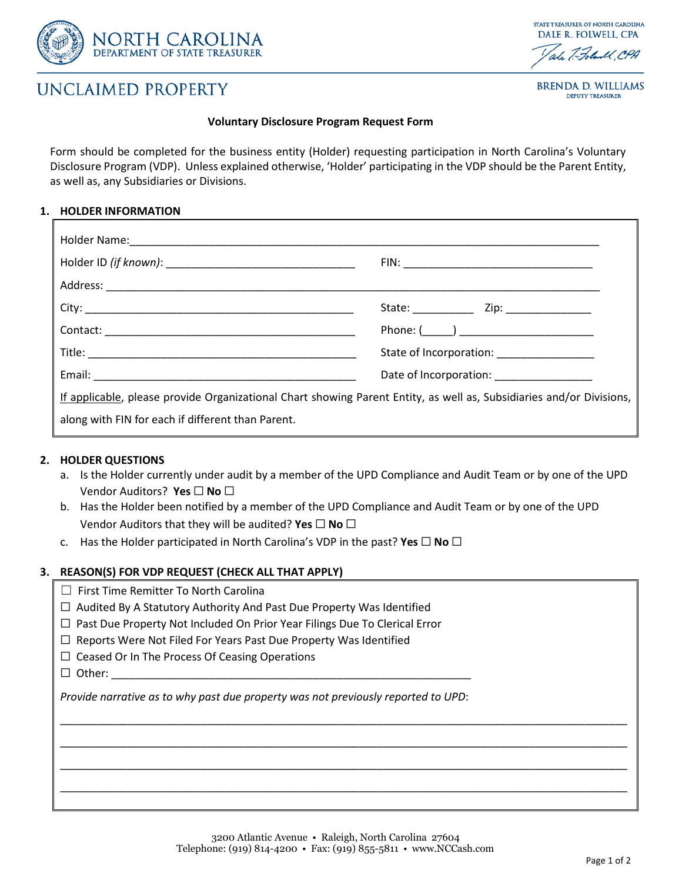NORTH CAROLINA
DEPARTMENT OF STATE TREASURER

STATE TREASURER OF NORTH CAROLINA
DALE R. FOLWELL, CPA

# UNCLAIMED PROPERTY

BRENDA D. WILLIAMS
DEPUTY TREASURER

**Voluntary Disclosure Program Request Form**

Form should be completed for the business entity (Holder) requesting participation in North Carolina's Voluntary Disclosure Program (VDP). Unless explained otherwise, 'Holder' participating in the VDP should be the Parent Entity, as well as, any Subsidiaries or Divisions.

## 1. HOLDER INFORMATION

Holder Name: ______________________________________________________________________________

Holder ID *(if known)*: ________________________________ FIN: ________________________________

Address: _________________________________________________________________________________

City: _____________________________________________ State: __________ Zip: ______________

Contact: __________________________________________ Phone: (_____) ______________________

Title: ____________________________________________ State of Incorporation: ________________

Email: ____________________________________________ Date of Incorporation: ________________

If applicable, please provide Organizational Chart showing Parent Entity, as well as, Subsidiaries and/or Divisions, along with FIN for each if different than Parent.

## 2. HOLDER QUESTIONS

a. Is the Holder currently under audit by a member of the UPD Compliance and Audit Team or by one of the UPD Vendor Auditors? **Yes** ☐ **No** ☐

b. Has the Holder been notified by a member of the UPD Compliance and Audit Team or by one of the UPD Vendor Auditors that they will be audited? **Yes** ☐ **No** ☐

c. Has the Holder participated in North Carolina's VDP in the past? **Yes** ☐ **No** ☐

## 3. REASON(S) FOR VDP REQUEST (CHECK ALL THAT APPLY)

☐ First Time Remitter To North Carolina
☐ Audited By A Statutory Authority And Past Due Property Was Identified
☐ Past Due Property Not Included On Prior Year Filings Due To Clerical Error
☐ Reports Were Not Filed For Years Past Due Property Was Identified
☐ Ceased Or In The Process Of Ceasing Operations
☐ Other: ___________________________________________________________

*Provide narrative as to why past due property was not previously reported to UPD*:

_____________________________________________________________________________________________

_____________________________________________________________________________________________

_____________________________________________________________________________________________

_____________________________________________________________________________________________

3200 Atlantic Avenue • Raleigh, North Carolina 27604
Telephone: (919) 814-4200 • Fax: (919) 855-5811 • www.NCCash.com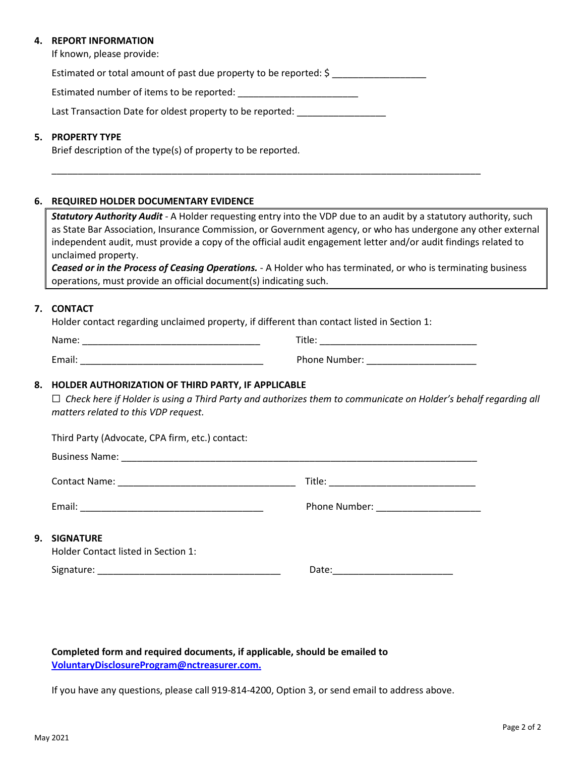**4. REPORT INFORMATION**

If known, please provide:

Estimated or total amount of past due property to be reported: $ __________________

Estimated number of items to be reported: ________________________

Last Transaction Date for oldest property to be reported: _________________

**5. PROPERTY TYPE**

Brief description of the type(s) of property to be reported.

_____________________________________________________________________________________

**6. REQUIRED HOLDER DOCUMENTARY EVIDENCE**

***Statutory Authority Audit*** - A Holder requesting entry into the VDP due to an audit by a statutory authority, such as State Bar Association, Insurance Commission, or Government agency, or who has undergone any other external independent audit, must provide a copy of the official audit engagement letter and/or audit findings related to unclaimed property.

***Ceased or in the Process of Ceasing Operations.*** - A Holder who has terminated, or who is terminating business operations, must provide an official document(s) indicating such.

**7. CONTACT**

Holder contact regarding unclaimed property, if different than contact listed in Section 1:

Name: __________________________________ Title: ______________________________

Email: ___________________________________ Phone Number: _____________________

**8. HOLDER AUTHORIZATION OF THIRD PARTY, IF APPLICABLE**

☐ *Check here if Holder is using a Third Party and authorizes them to communicate on Holder's behalf regarding all matters related to this VDP request.*

Third Party (Advocate, CPA firm, etc.) contact:

Business Name: ______________________________________________________________________

Contact Name: __________________________________ Title: ____________________________

Email: ___________________________________ Phone Number: ____________________

**9. SIGNATURE**

Holder Contact listed in Section 1:

Signature: ___________________________________ Date:_______________________

**Completed form and required documents, if applicable, should be emailed to [VoluntaryDisclosureProgram@nctreasurer.com.](mailto:VoluntaryDisclosureProgram@nctreasurer.com)**

If you have any questions, please call 919-814-4200, Option 3, or send email to address above.

May 2021